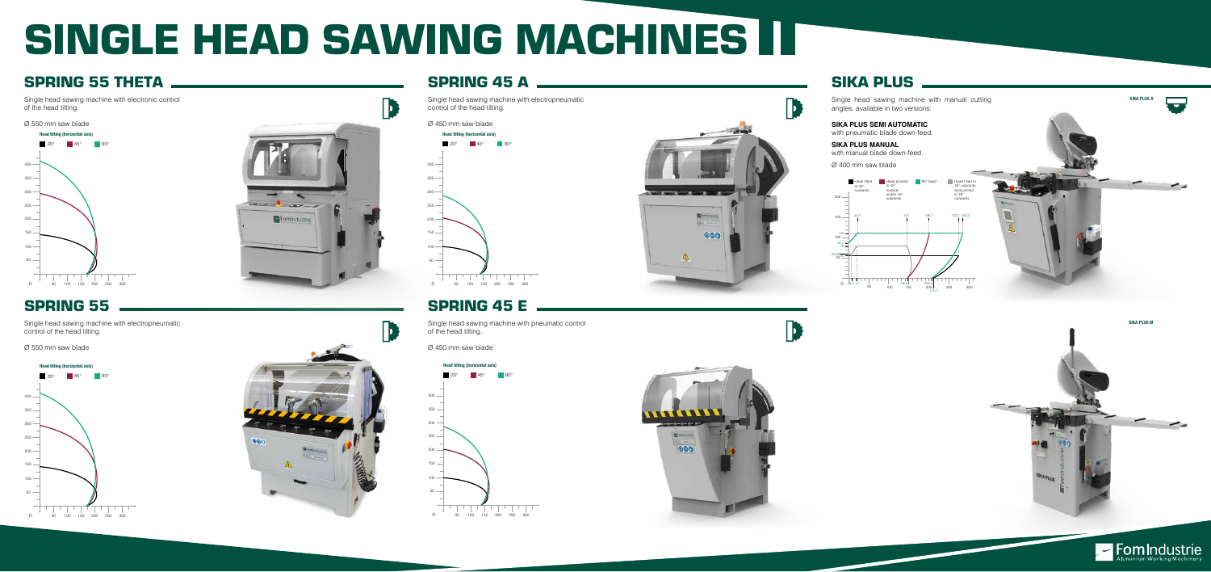# SINGLE HEAD SAWING MACHINES

## SPRING 55 THETA

Single head sawing machine with electronic control of the head tilting.

Ø 550 mm saw blade

**Head tilting (horizontal axis)**

20° | 45° | 90°

## SPRING 55

Single head sawing machine with electropneumatic control of the head tilting.

Ø 550 mm saw blade

**Head tilting (horizontal axis)**

20° | 45° | 90°

## SPRING 45 A

Single head sawing machine with electropneumatic control of the head tilting.

Ø 450 mm saw blade

**Head tilting (horizontal axis)**

20° | 45° | 90°

## SPRING 45 E

Single head sawing machine with pneumatic control of the head tilting.

Ø 450 mm saw blade

**Head tilting (horizontal axis)**

20° | 45° | 90°

## SIKA PLUS

Single head sawing machine with manual cutting angles, available in two versions:

**SIKA PLUS SEMI AUTOMATIC**
with pneumatic blade down-feed.

**SIKA PLUS MANUAL**
with manual blade down-feed.

Ø 400 mm saw blade

Head tilted to 45° outwards | Head pivoted to 45° inwards and/or 45° outwards | 90° head | Head tilted to 45° outwards and pivoted to 45° outwards

SIKA PLUS A

SIKA PLUS M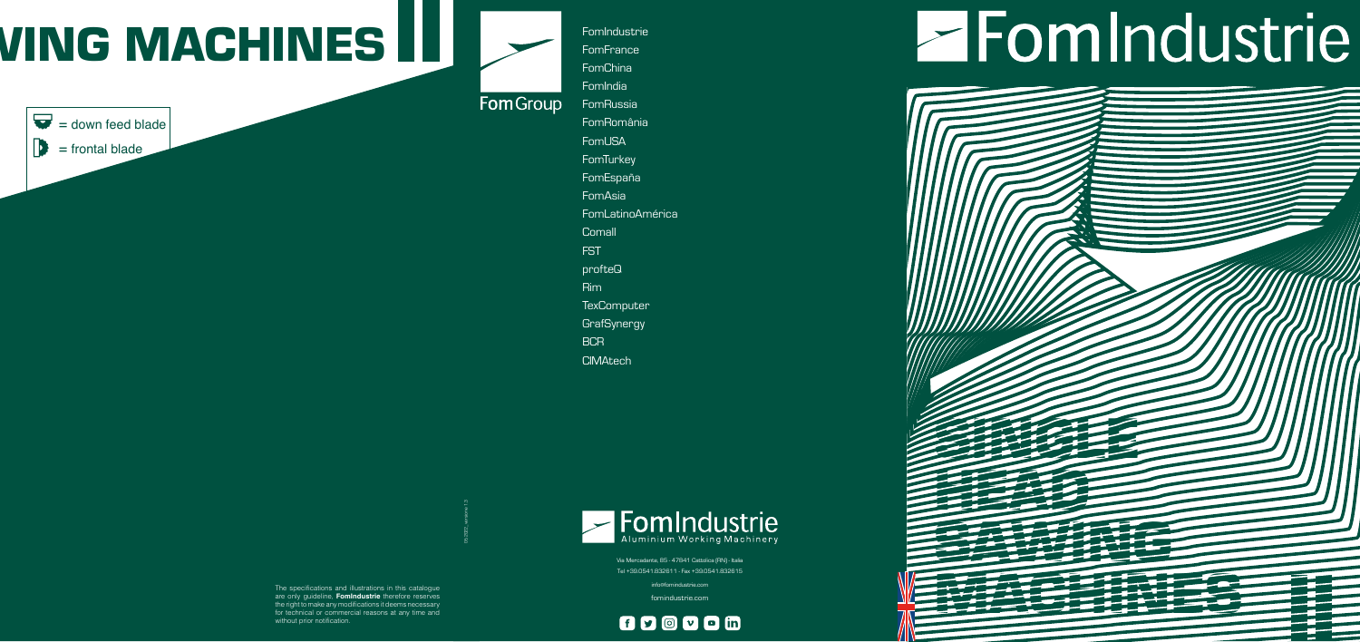# VING MACHINES

= down feed blade

= frontal blade

The specifications and illustrations in this catalogue are only guideline. **FomIndustrie** therefore reserves the right to make any modifications it deems necessary for technical or commercial reasons at any time and without prior notification.

FomGroup

FomIndustrie
FomFrance
FomChina
FomIndia
FomRussia
FomRomânia
FomUSA
FomTurkey
FomEspaña
FomAsia
FomLatinoAmérica
Comall
FST
profteQ
Rim
TexComputer
GrafSynergy
BCR
CIMAtech

FomIndustrie
Aluminium Working Machinery

Via Mercadante, 85 - 47841 Cattolica (RN) - Italia
Tel +39.0541.832611 - Fax +39.0541.832615

info@fomindustrie.com

fomindustrie.com

# FomIndustrie

# SINGLE HEAD SAWING MACHINES